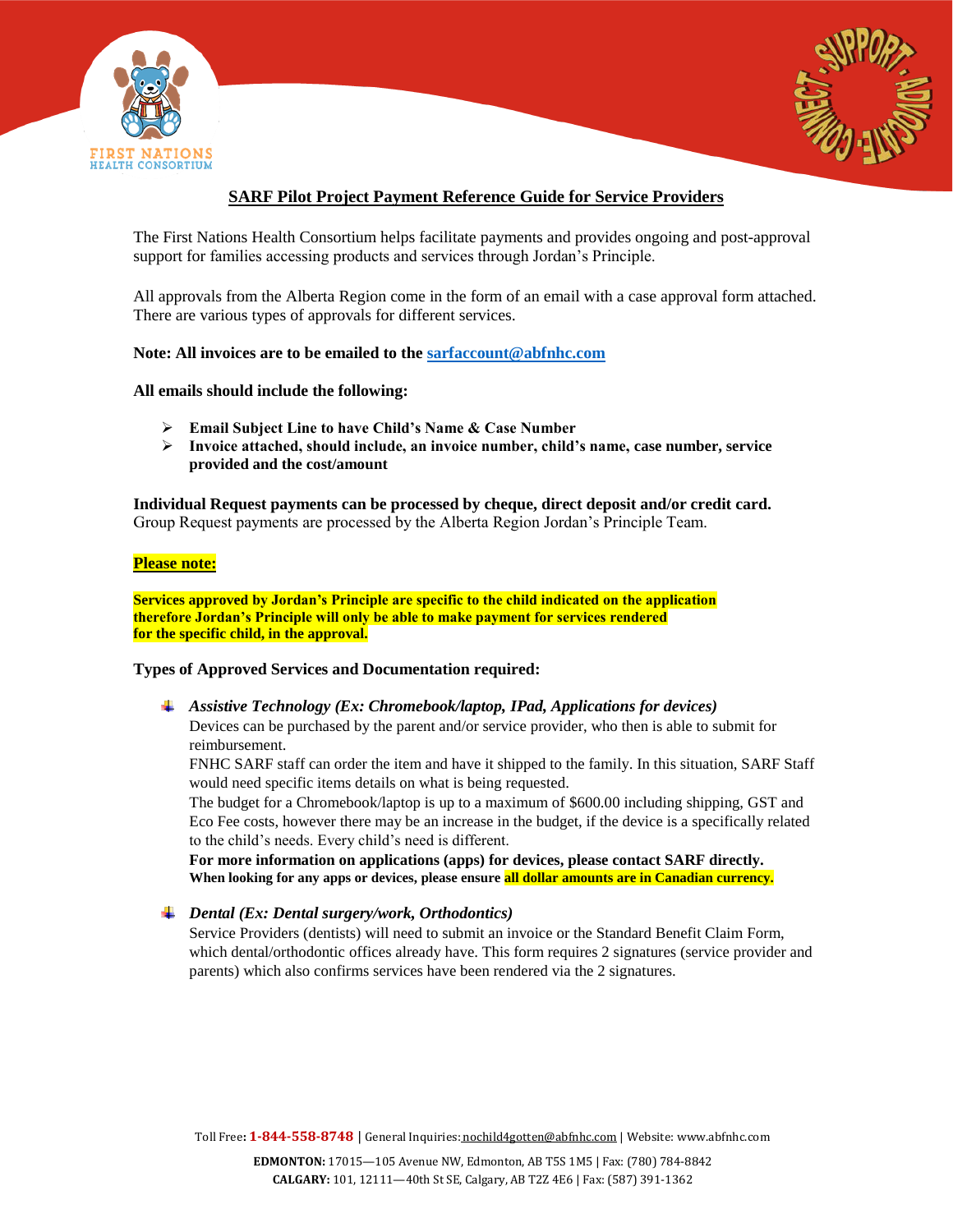FIRST NATIONS HEALTH CONSORTIUM

## SARF Pilot Project Payment Reference Guide for Service Providers

The First Nations Health Consortium helps facilitate payments and provides ongoing and post-approval support for families accessing products and services through Jordan's Principle.

All approvals from the Alberta Region come in the form of an email with a case approval form attached. There are various types of approvals for different services.

**Note: All invoices are to be emailed to the sarfaccount@abfnhc.com**

**All emails should include the following:**

- **Email Subject Line to have Child's Name & Case Number**
- **Invoice attached, should include, an invoice number, child's name, case number, service provided and the cost/amount**

**Individual Request payments can be processed by cheque, direct deposit and/or credit card.** Group Request payments are processed by the Alberta Region Jordan's Principle Team.

**Please note:**

**Services approved by Jordan's Principle are specific to the child indicated on the application therefore Jordan's Principle will only be able to make payment for services rendered for the specific child, in the approval.**

**Types of Approved Services and Documentation required:**

- ***Assistive Technology (Ex: Chromebook/laptop, IPad, Applications for devices)***
  Devices can be purchased by the parent and/or service provider, who then is able to submit for reimbursement.
  FNHC SARF staff can order the item and have it shipped to the family. In this situation, SARF Staff would need specific items details on what is being requested.
  The budget for a Chromebook/laptop is up to a maximum of $600.00 including shipping, GST and Eco Fee costs, however there may be an increase in the budget, if the device is a specifically related to the child's needs. Every child's need is different.
  **For more information on applications (apps) for devices, please contact SARF directly.**
  **When looking for any apps or devices, please ensure all dollar amounts are in Canadian currency.**

- ***Dental (Ex: Dental surgery/work, Orthodontics)***
  Service Providers (dentists) will need to submit an invoice or the Standard Benefit Claim Form, which dental/orthodontic offices already have. This form requires 2 signatures (service provider and parents) which also confirms services have been rendered via the 2 signatures.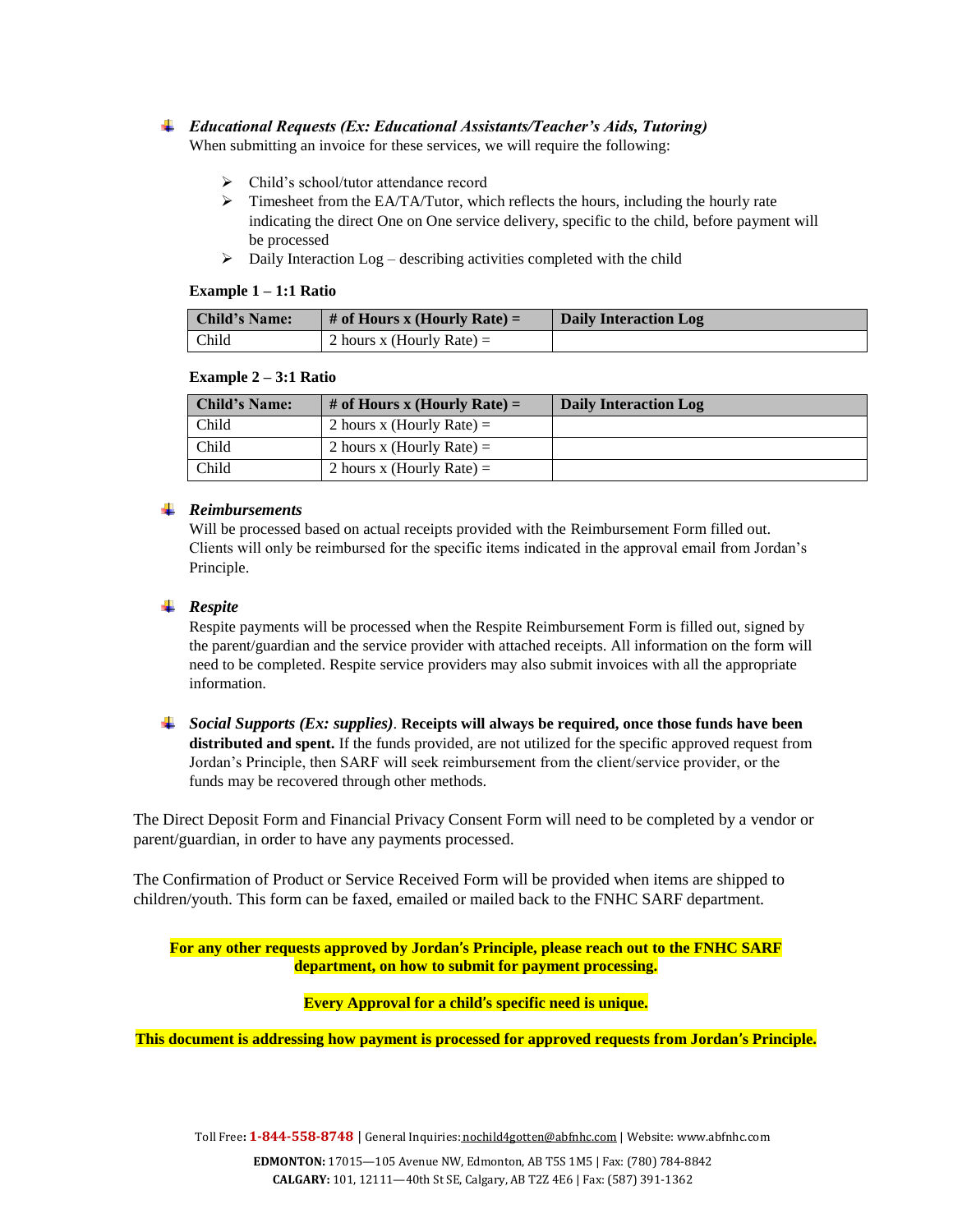- ***Educational Requests (Ex: Educational Assistants/Teacher's Aids, Tutoring)***
  When submitting an invoice for these services, we will require the following:

  - Child's school/tutor attendance record
  - Timesheet from the EA/TA/Tutor, which reflects the hours, including the hourly rate indicating the direct One on One service delivery, specific to the child, before payment will be processed
  - Daily Interaction Log – describing activities completed with the child

  **Example 1 – 1:1 Ratio**

  | Child's Name: | # of Hours x (Hourly Rate) = | Daily Interaction Log |
  |---|---|---|
  | Child | 2 hours x (Hourly Rate) = | |

  **Example 2 – 3:1 Ratio**

  | Child's Name: | # of Hours x (Hourly Rate) = | Daily Interaction Log |
  |---|---|---|
  | Child | 2 hours x (Hourly Rate) = | |
  | Child | 2 hours x (Hourly Rate) = | |
  | Child | 2 hours x (Hourly Rate) = | |

- ***Reimbursements***
  Will be processed based on actual receipts provided with the Reimbursement Form filled out. Clients will only be reimbursed for the specific items indicated in the approval email from Jordan's Principle.

- ***Respite***
  Respite payments will be processed when the Respite Reimbursement Form is filled out, signed by the parent/guardian and the service provider with attached receipts. All information on the form will need to be completed. Respite service providers may also submit invoices with all the appropriate information.

- ***Social Supports (Ex: supplies)***. **Receipts will always be required, once those funds have been distributed and spent.** If the funds provided, are not utilized for the specific approved request from Jordan's Principle, then SARF will seek reimbursement from the client/service provider, or the funds may be recovered through other methods.

The Direct Deposit Form and Financial Privacy Consent Form will need to be completed by a vendor or parent/guardian, in order to have any payments processed.

The Confirmation of Product or Service Received Form will be provided when items are shipped to children/youth. This form can be faxed, emailed or mailed back to the FNHC SARF department.

**For any other requests approved by Jordan's Principle, please reach out to the FNHC SARF department, on how to submit for payment processing.**

**Every Approval for a child's specific need is unique.**

**This document is addressing how payment is processed for approved requests from Jordan's Principle.**

Toll Free: **1-844-558-8748** | General Inquiries: nochild4gotten@abfnhc.com | Website: www.abfnhc.com

**EDMONTON:** 17015—105 Avenue NW, Edmonton, AB T5S 1M5 | Fax: (780) 784-8842
**CALGARY:** 101, 12111—40th St SE, Calgary, AB T2Z 4E6 | Fax: (587) 391-1362